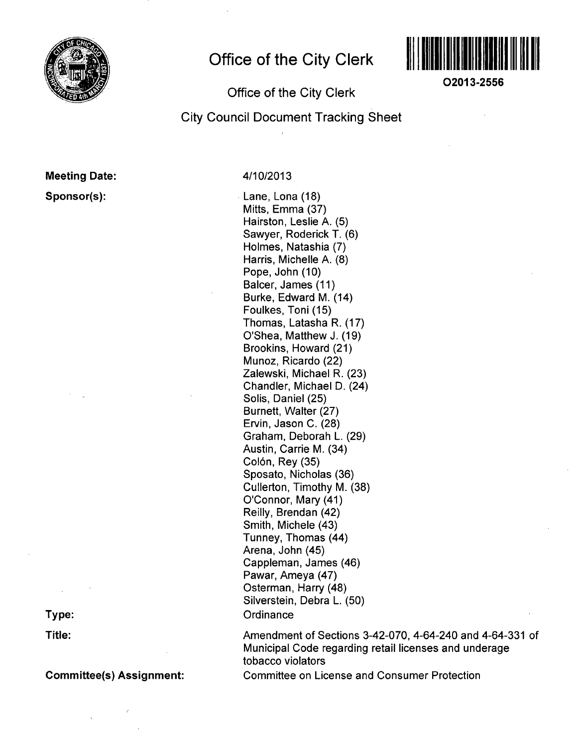# Office of the City Clerk

O2013-2556

Office of the City Clerk

City Council Document Tracking Sheet

**Meeting Date:** 4/10/2013

**Sponsor(s):**

Lane, Lona (18)
Mitts, Emma (37)
Hairston, Leslie A. (5)
Sawyer, Roderick T. (6)
Holmes, Natashia (7)
Harris, Michelle A. (8)
Pope, John (10)
Balcer, James (11)
Burke, Edward M. (14)
Foulkes, Toni (15)
Thomas, Latasha R. (17)
O'Shea, Matthew J. (19)
Brookins, Howard (21)
Munoz, Ricardo (22)
Zalewski, Michael R. (23)
Chandler, Michael D. (24)
Solis, Daniel (25)
Burnett, Walter (27)
Ervin, Jason C. (28)
Graham, Deborah L. (29)
Austin, Carrie M. (34)
Colón, Rey (35)
Sposato, Nicholas (36)
Cullerton, Timothy M. (38)
O'Connor, Mary (41)
Reilly, Brendan (42)
Smith, Michele (43)
Tunney, Thomas (44)
Arena, John (45)
Cappleman, James (46)
Pawar, Ameya (47)
Osterman, Harry (48)
Silverstein, Debra L. (50)

**Type:** Ordinance

**Title:** Amendment of Sections 3-42-070, 4-64-240 and 4-64-331 of Municipal Code regarding retail licenses and underage tobacco violators

**Committee(s) Assignment:** Committee on License and Consumer Protection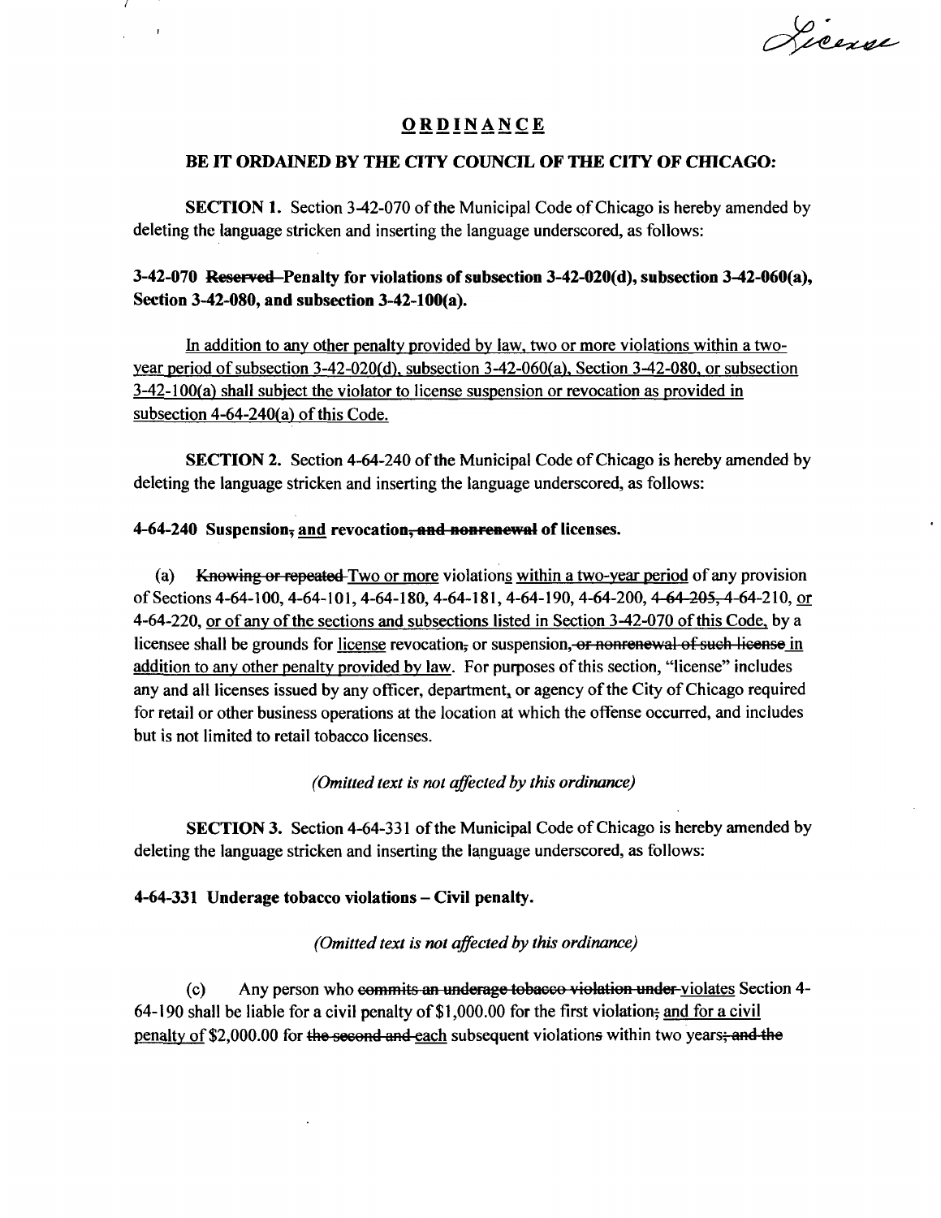License

# ORDINANCE

## BE IT ORDAINED BY THE CITY COUNCIL OF THE CITY OF CHICAGO:

**SECTION 1.** Section 3-42-070 of the Municipal Code of Chicago is hereby amended by deleting the language stricken and inserting the language underscored, as follows:

**3-42-070 ~~Reserved~~ <u>Penalty for violations of subsection 3-42-020(d), subsection 3-42-060(a), Section 3-42-080, and subsection 3-42-100(a).</u>**

<u>In addition to any other penalty provided by law, two or more violations within a two-year period of subsection 3-42-020(d), subsection 3-42-060(a), Section 3-42-080, or subsection 3-42-100(a) shall subject the violator to license suspension or revocation as provided in subsection 4-64-240(a) of this Code.</u>

**SECTION 2.** Section 4-64-240 of the Municipal Code of Chicago is hereby amended by deleting the language stricken and inserting the language underscored, as follows:

**4-64-240 Suspension~~,~~ <u>and</u> revocation~~, and nonrenewal~~ of licenses.**

(a) ~~Knowing or repeated~~ <u>Two or more</u> violations <u>within a two-year period</u> of any provision of Sections 4-64-100, 4-64-101, 4-64-180, 4-64-181, 4-64-190, 4-64-200, ~~4-64-205,~~ 4-64-210, <u>or</u> 4-64-220, <u>or of any of the sections and subsections listed in Section 3-42-070 of this Code,</u> by a licensee shall be grounds for <u>license</u> revocation~~,~~ or suspension~~, or nonrenewal of such license~~ <u>in addition to any other penalty provided by law</u>. For purposes of this section, "license" includes any and all licenses issued by any officer, department, or agency of the City of Chicago required for retail or other business operations at the location at which the offense occurred, and includes but is not limited to retail tobacco licenses.

*(Omitted text is not affected by this ordinance)*

**SECTION 3.** Section 4-64-331 of the Municipal Code of Chicago is hereby amended by deleting the language stricken and inserting the language underscored, as follows:

**4-64-331 Underage tobacco violations – Civil penalty.**

*(Omitted text is not affected by this ordinance)*

(c) Any person who ~~commits an underage tobacco violation under~~ <u>violates</u> Section 4-64-190 shall be liable for a civil penalty of $1,000.00 for the first violation~~;~~ <u>and for a civil penalty of</u> $2,000.00 for ~~the second and~~ <u>each</u> subsequent violation~~s~~ within two years~~; and the~~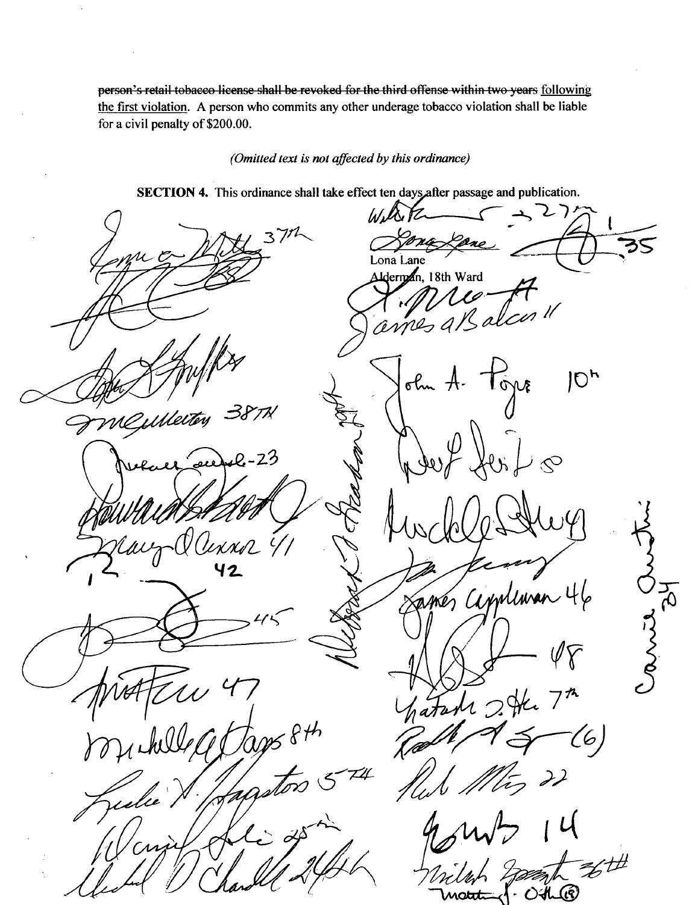~~person's retail tobacco license shall be revoked for the third offense within two years~~ following the first violation. A person who commits any other underage tobacco violation shall be liable for a civil penalty of $200.00.

*(Omitted text is not affected by this ordinance)*

**SECTION 4.** This ordinance shall take effect ten days after passage and publication.

Lona Lane
Alderman, 18th Ward